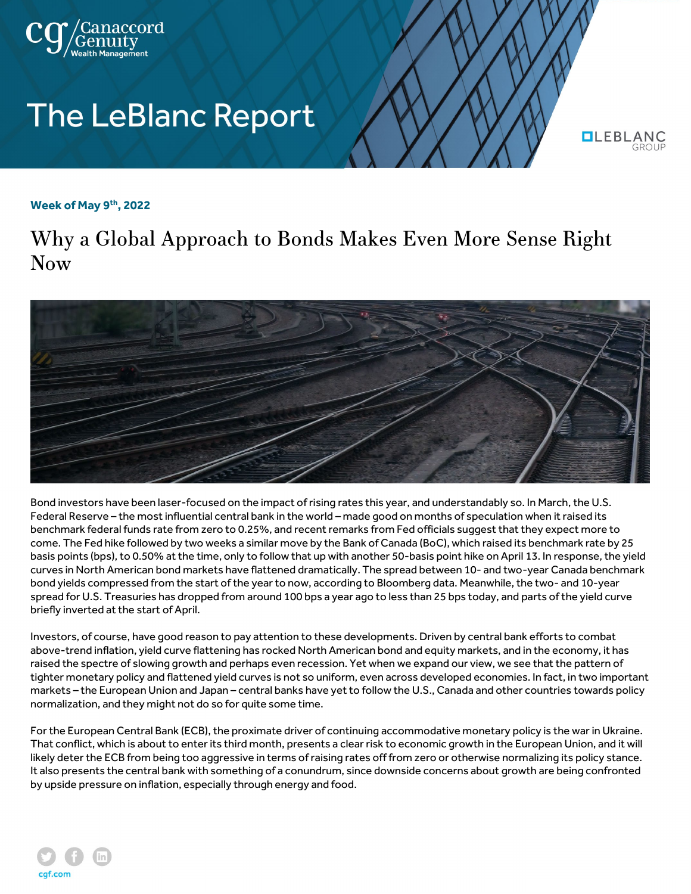# The LeBlanc Report

**Week of May 9th, 2022**

## Why a Global Approach to Bonds Makes Even More Sense Right Now

Bond investors have been laser-focused on the impact of rising rates this year, and understandably so. In March, the U.S. Federal Reserve – the most influential central bank in the world – made good on months of speculation when it raised its benchmark federal funds rate from zero to 0.25%, and recent remarks from Fed officials suggest that they expect more to come. The Fed hike followed by two weeks a similar move by the Bank of Canada (BoC), which raised its benchmark rate by 25 basis points (bps), to 0.50% at the time, only to follow that up with another 50-basis point hike on April 13. In response, the yield curves in North American bond markets have flattened dramatically. The spread between 10- and two-year Canada benchmark bond yields compressed from the start of the year to now, according to Bloomberg data. Meanwhile, the two- and 10-year spread for U.S. Treasuries has dropped from around 100 bps a year ago to less than 25 bps today, and parts of the yield curve briefly inverted at the start of April.

Investors, of course, have good reason to pay attention to these developments. Driven by central bank efforts to combat above-trend inflation, yield curve flattening has rocked North American bond and equity markets, and in the economy, it has raised the spectre of slowing growth and perhaps even recession. Yet when we expand our view, we see that the pattern of tighter monetary policy and flattened yield curves is not so uniform, even across developed economies. In fact, in two important markets – the European Union and Japan – central banks have yet to follow the U.S., Canada and other countries towards policy normalization, and they might not do so for quite some time.

For the European Central Bank (ECB), the proximate driver of continuing accommodative monetary policy is the war in Ukraine. That conflict, which is about to enter its third month, presents a clear risk to economic growth in the European Union, and it will likely deter the ECB from being too aggressive in terms of raising rates off from zero or otherwise normalizing its policy stance. It also presents the central bank with something of a conundrum, since downside concerns about growth are being confronted by upside pressure on inflation, especially through energy and food.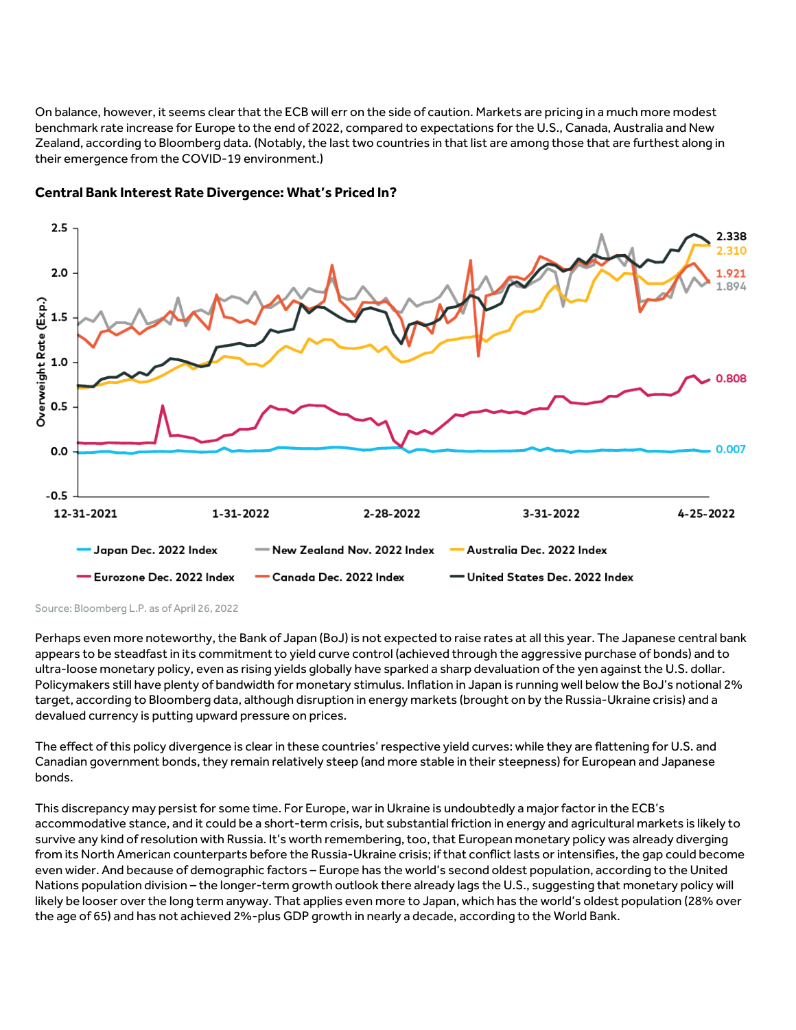On balance, however, it seems clear that the ECB will err on the side of caution. Markets are pricing in a much more modest benchmark rate increase for Europe to the end of 2022, compared to expectations for the U.S., Canada, Australia and New Zealand, according to Bloomberg data. (Notably, the last two countries in that list are among those that are furthest along in their emergence from the COVID-19 environment.)

**Central Bank Interest Rate Divergence: What's Priced In?**

Source: Bloomberg L.P. as of April 26, 2022

Perhaps even more noteworthy, the Bank of Japan (BoJ) is not expected to raise rates at all this year. The Japanese central bank appears to be steadfast in its commitment to yield curve control (achieved through the aggressive purchase of bonds) and to ultra-loose monetary policy, even as rising yields globally have sparked a sharp devaluation of the yen against the U.S. dollar. Policymakers still have plenty of bandwidth for monetary stimulus. Inflation in Japan is running well below the BoJ's notional 2% target, according to Bloomberg data, although disruption in energy markets (brought on by the Russia-Ukraine crisis) and a devalued currency is putting upward pressure on prices.

The effect of this policy divergence is clear in these countries' respective yield curves: while they are flattening for U.S. and Canadian government bonds, they remain relatively steep (and more stable in their steepness) for European and Japanese bonds.

This discrepancy may persist for some time. For Europe, war in Ukraine is undoubtedly a major factor in the ECB's accommodative stance, and it could be a short-term crisis, but substantial friction in energy and agricultural markets is likely to survive any kind of resolution with Russia. It's worth remembering, too, that European monetary policy was already diverging from its North American counterparts before the Russia-Ukraine crisis; if that conflict lasts or intensifies, the gap could become even wider. And because of demographic factors – Europe has the world's second oldest population, according to the United Nations population division – the longer-term growth outlook there already lags the U.S., suggesting that monetary policy will likely be looser over the long term anyway. That applies even more to Japan, which has the world's oldest population (28% over the age of 65) and has not achieved 2%-plus GDP growth in nearly a decade, according to the World Bank.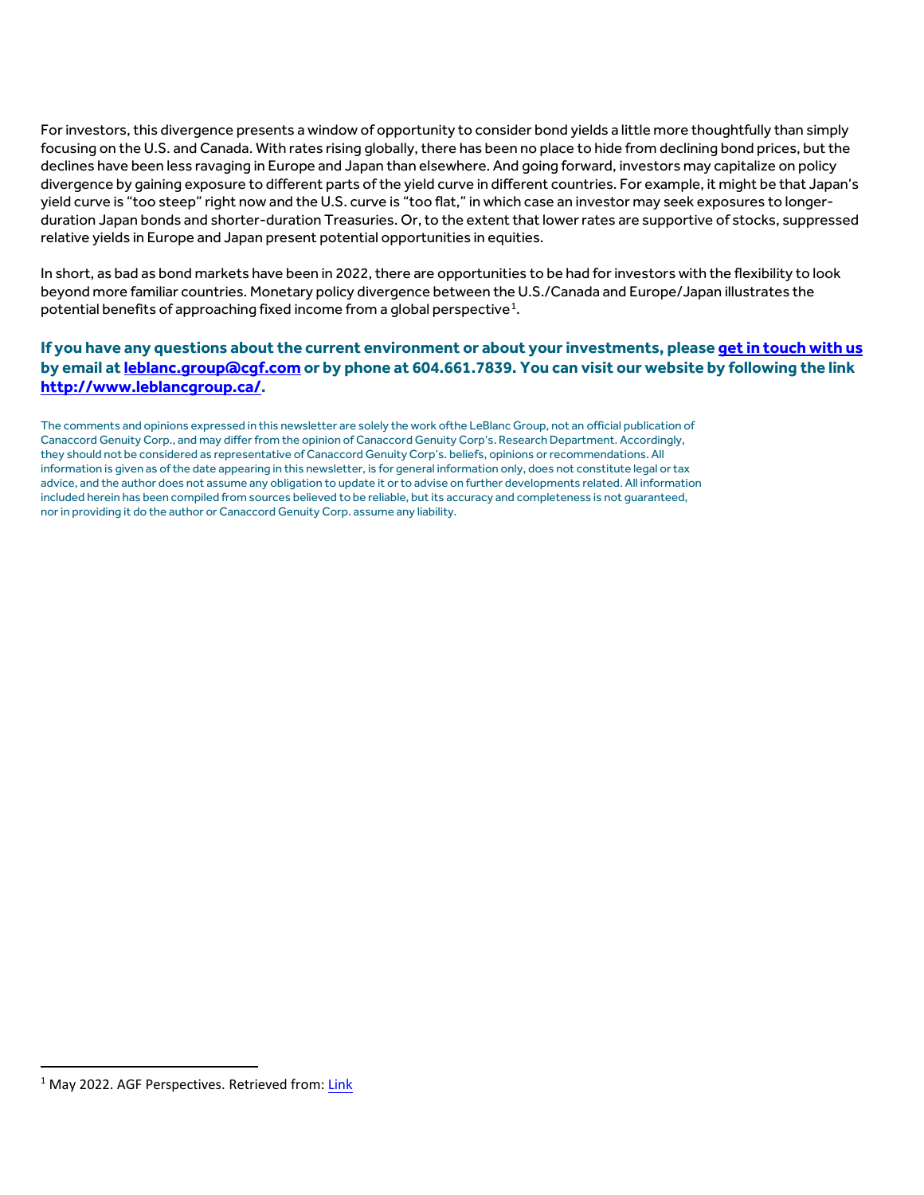For investors, this divergence presents a window of opportunity to consider bond yields a little more thoughtfully than simply focusing on the U.S. and Canada. With rates rising globally, there has been no place to hide from declining bond prices, but the declines have been less ravaging in Europe and Japan than elsewhere. And going forward, investors may capitalize on policy divergence by gaining exposure to different parts of the yield curve in different countries. For example, it might be that Japan's yield curve is "too steep" right now and the U.S. curve is "too flat," in which case an investor may seek exposures to longer-duration Japan bonds and shorter-duration Treasuries. Or, to the extent that lower rates are supportive of stocks, suppressed relative yields in Europe and Japan present potential opportunities in equities.

In short, as bad as bond markets have been in 2022, there are opportunities to be had for investors with the flexibility to look beyond more familiar countries. Monetary policy divergence between the U.S./Canada and Europe/Japan illustrates the potential benefits of approaching fixed income from a global perspective[1].

**If you have any questions about the current environment or about your investments, please get in touch with us by email at leblanc.group@cgf.com or by phone at 604.661.7839. You can visit our website by following the link http://www.leblancgroup.ca/.**

The comments and opinions expressed in this newsletter are solely the work ofthe LeBlanc Group, not an official publication of Canaccord Genuity Corp., and may differ from the opinion of Canaccord Genuity Corp's. Research Department. Accordingly, they should not be considered as representative of Canaccord Genuity Corp's. beliefs, opinions or recommendations. All information is given as of the date appearing in this newsletter, is for general information only, does not constitute legal or tax advice, and the author does not assume any obligation to update it or to advise on further developments related. All information included herein has been compiled from sources believed to be reliable, but its accuracy and completeness is not guaranteed, nor in providing it do the author or Canaccord Genuity Corp. assume any liability.

[1] May 2022. AGF Perspectives. Retrieved from: Link